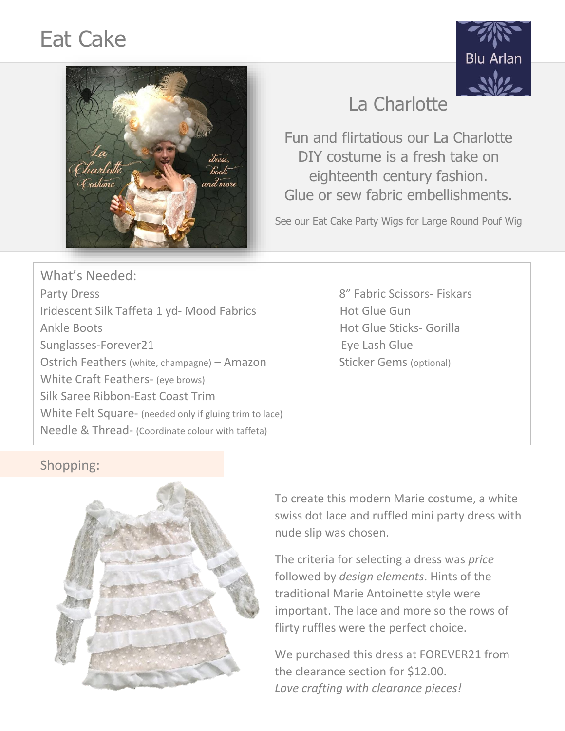# Eat Cake

Blu Arlan

## La Charlotte

Fun and flirtatious our La Charlotte DIY costume is a fresh take on eighteenth century fashion. Glue or sew fabric embellishments.

See our Eat Cake Party Wigs for Large Round Pouf Wig

### What's Needed:

- Party Dress
- Iridescent Silk Taffeta 1 yd- Mood Fabrics
- Ankle Boots
- Sunglasses-Forever21
- Ostrich Feathers (white, champagne) – Amazon
- White Craft Feathers- (eye brows)
- Silk Saree Ribbon-East Coast Trim
- White Felt Square- (needed only if gluing trim to lace)
- Needle & Thread- (Coordinate colour with taffeta)
- 8" Fabric Scissors- Fiskars
- Hot Glue Gun
- Hot Glue Sticks- Gorilla
- Eye Lash Glue
- Sticker Gems (optional)

### Shopping:

To create this modern Marie costume, a white swiss dot lace and ruffled mini party dress with nude slip was chosen.

The criteria for selecting a dress was *price* followed by *design elements*. Hints of the traditional Marie Antoinette style were important. The lace and more so the rows of flirty ruffles were the perfect choice.

We purchased this dress at FOREVER21 from the clearance section for $12.00.
*Love crafting with clearance pieces!*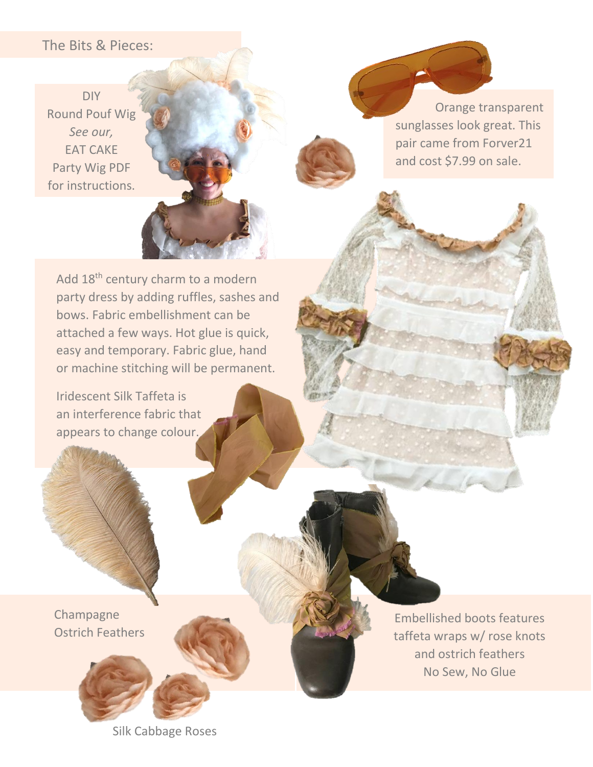## The Bits & Pieces:

DIY
Round Pouf Wig
*See our,*
EAT CAKE
Party Wig PDF
for instructions.

Orange transparent sunglasses look great. This pair came from Forver21 and cost $7.99 on sale.

Add 18th century charm to a modern party dress by adding ruffles, sashes and bows. Fabric embellishment can be attached a few ways. Hot glue is quick, easy and temporary. Fabric glue, hand or machine stitching will be permanent.

Iridescent Silk Taffeta is an interference fabric that appears to change colour.

Champagne
Ostrich Feathers

Embellished boots features taffeta wraps w/ rose knots and ostrich feathers
No Sew, No Glue

Silk Cabbage Roses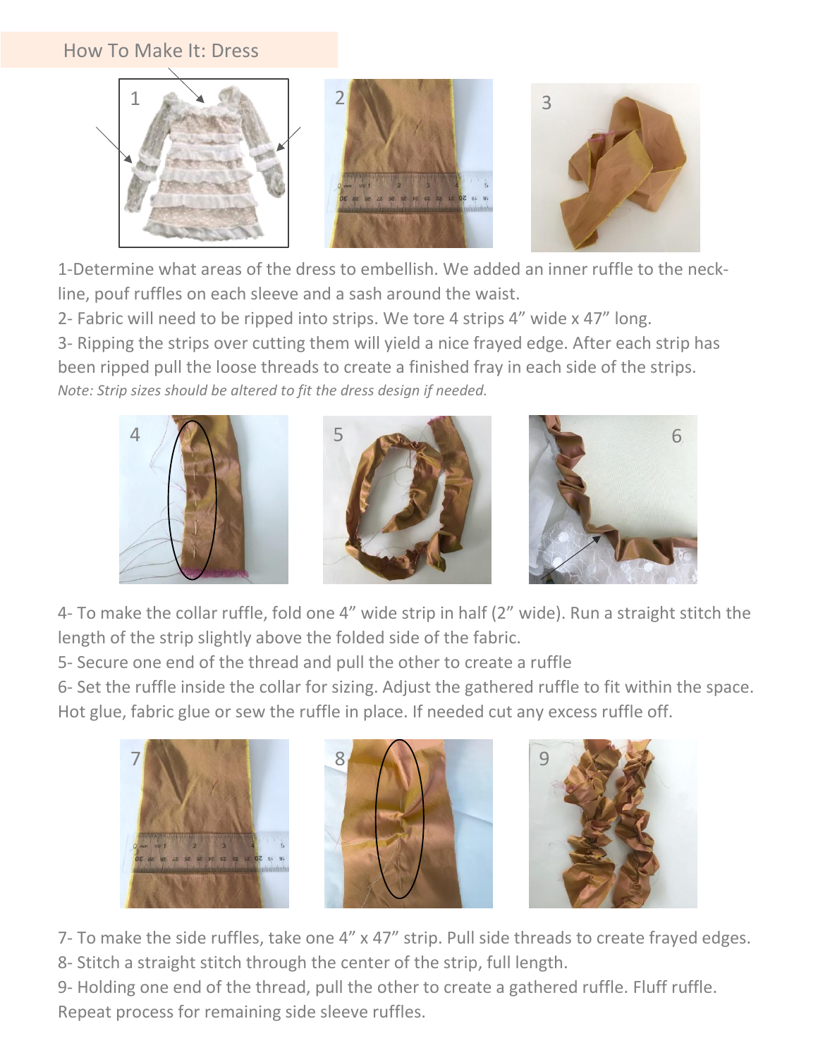## How To Make It: Dress

1-Determine what areas of the dress to embellish. We added an inner ruffle to the neckline, pouf ruffles on each sleeve and a sash around the waist.

2- Fabric will need to be ripped into strips. We tore 4 strips 4” wide x 47” long.

3- Ripping the strips over cutting them will yield a nice frayed edge. After each strip has been ripped pull the loose threads to create a finished fray in each side of the strips.

*Note: Strip sizes should be altered to fit the dress design if needed.*

4- To make the collar ruffle, fold one 4” wide strip in half (2” wide). Run a straight stitch the length of the strip slightly above the folded side of the fabric.

5- Secure one end of the thread and pull the other to create a ruffle

6- Set the ruffle inside the collar for sizing. Adjust the gathered ruffle to fit within the space. Hot glue, fabric glue or sew the ruffle in place. If needed cut any excess ruffle off.

7- To make the side ruffles, take one 4” x 47” strip. Pull side threads to create frayed edges.

8- Stitch a straight stitch through the center of the strip, full length.

9- Holding one end of the thread, pull the other to create a gathered ruffle. Fluff ruffle. Repeat process for remaining side sleeve ruffles.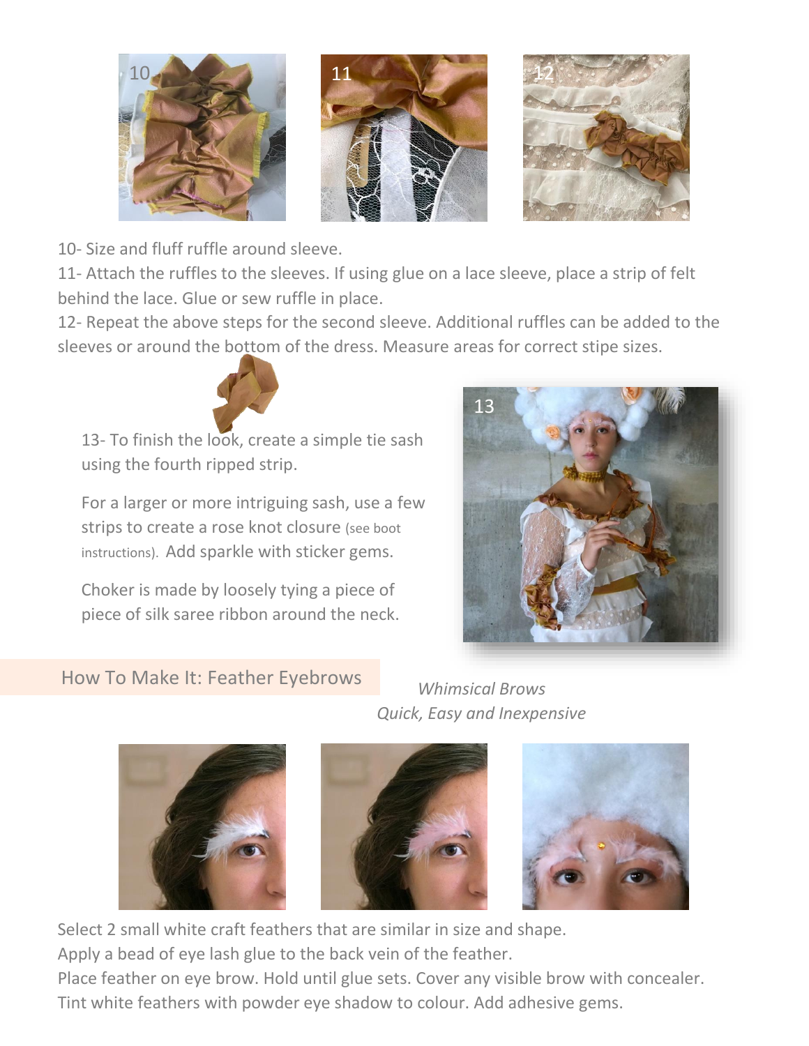10- Size and fluff ruffle around sleeve.

11- Attach the ruffles to the sleeves. If using glue on a lace sleeve, place a strip of felt behind the lace. Glue or sew ruffle in place.

12- Repeat the above steps for the second sleeve. Additional ruffles can be added to the sleeves or around the bottom of the dress. Measure areas for correct stipe sizes.

13- To finish the look, create a simple tie sash using the fourth ripped strip.

For a larger or more intriguing sash, use a few strips to create a rose knot closure (see boot instructions). Add sparkle with sticker gems.

Choker is made by loosely tying a piece of piece of silk saree ribbon around the neck.

## How To Make It: Feather Eyebrows

*Whimsical Brows*
*Quick, Easy and Inexpensive*

Select 2 small white craft feathers that are similar in size and shape.
Apply a bead of eye lash glue to the back vein of the feather.
Place feather on eye brow. Hold until glue sets. Cover any visible brow with concealer.
Tint white feathers with powder eye shadow to colour. Add adhesive gems.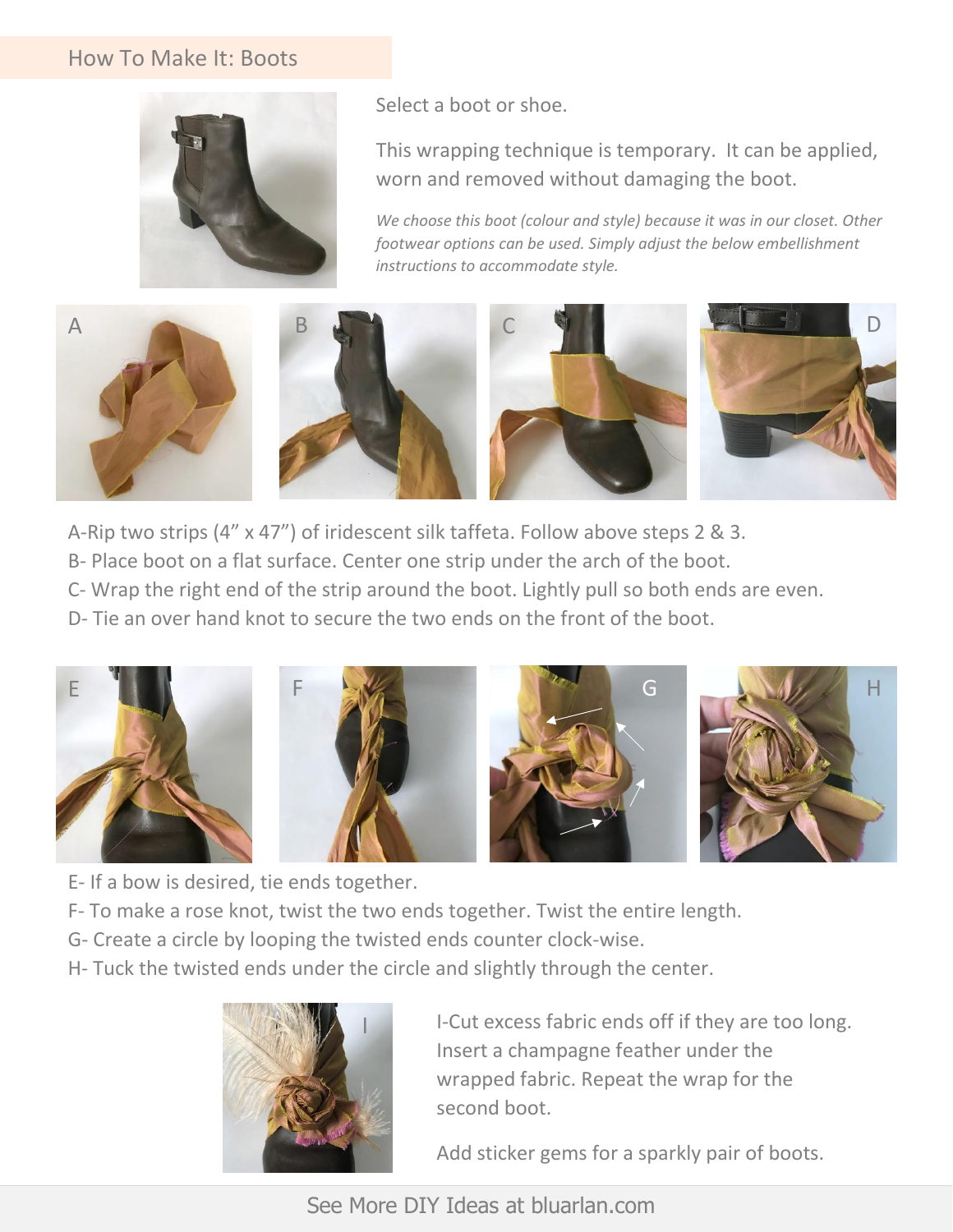## How To Make It: Boots

Select a boot or shoe.

This wrapping technique is temporary. It can be applied, worn and removed without damaging the boot.

*We choose this boot (colour and style) because it was in our closet. Other footwear options can be used. Simply adjust the below embellishment instructions to accommodate style.*

A-Rip two strips (4” x 47”) of iridescent silk taffeta. Follow above steps 2 & 3.
B- Place boot on a flat surface. Center one strip under the arch of the boot.
C- Wrap the right end of the strip around the boot. Lightly pull so both ends are even.
D- Tie an over hand knot to secure the two ends on the front of the boot.

E- If a bow is desired, tie ends together.
F- To make a rose knot, twist the two ends together. Twist the entire length.
G- Create a circle by looping the twisted ends counter clock-wise.
H- Tuck the twisted ends under the circle and slightly through the center.

I-Cut excess fabric ends off if they are too long. Insert a champagne feather under the wrapped fabric. Repeat the wrap for the second boot.

Add sticker gems for a sparkly pair of boots.

See More DIY Ideas at bluarlan.com